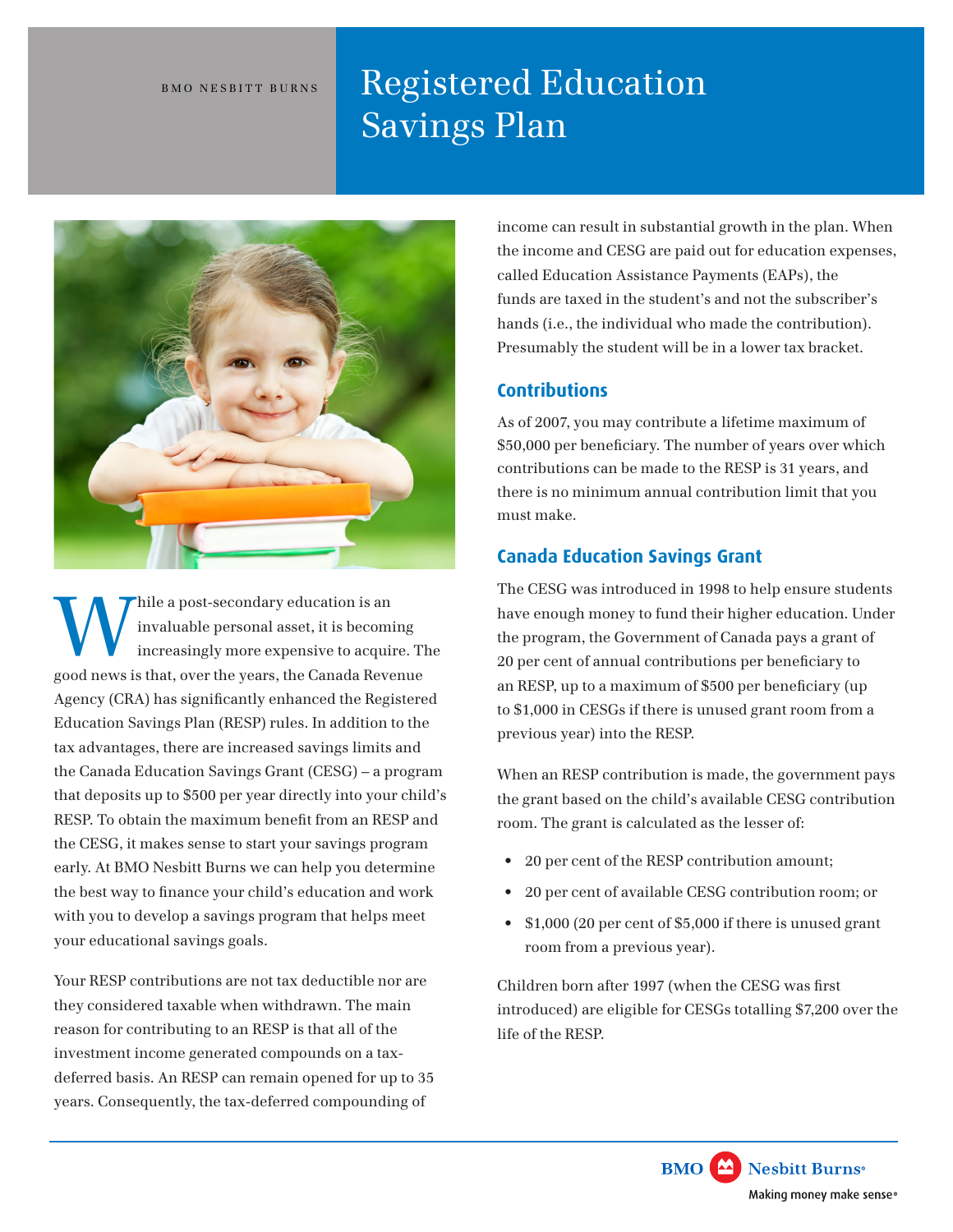BMO NESBITT BURNS

# Registered Education Savings Plan

While a post-secondary education is an invaluable personal asset, it is becoming increasingly more expensive to acquire. The good news is that, over the years, the Canada Revenue Agency (CRA) has significantly enhanced the Registered Education Savings Plan (RESP) rules. In addition to the tax advantages, there are increased savings limits and the Canada Education Savings Grant (CESG) – a program that deposits up to $500 per year directly into your child's RESP. To obtain the maximum benefit from an RESP and the CESG, it makes sense to start your savings program early. At BMO Nesbitt Burns we can help you determine the best way to finance your child's education and work with you to develop a savings program that helps meet your educational savings goals.

Your RESP contributions are not tax deductible nor are they considered taxable when withdrawn. The main reason for contributing to an RESP is that all of the investment income generated compounds on a tax-deferred basis. An RESP can remain opened for up to 35 years. Consequently, the tax-deferred compounding of income can result in substantial growth in the plan. When the income and CESG are paid out for education expenses, called Education Assistance Payments (EAPs), the funds are taxed in the student's and not the subscriber's hands (i.e., the individual who made the contribution). Presumably the student will be in a lower tax bracket.

## Contributions

As of 2007, you may contribute a lifetime maximum of $50,000 per beneficiary. The number of years over which contributions can be made to the RESP is 31 years, and there is no minimum annual contribution limit that you must make.

## Canada Education Savings Grant

The CESG was introduced in 1998 to help ensure students have enough money to fund their higher education. Under the program, the Government of Canada pays a grant of 20 per cent of annual contributions per beneficiary to an RESP, up to a maximum of $500 per beneficiary (up to $1,000 in CESGs if there is unused grant room from a previous year) into the RESP.

When an RESP contribution is made, the government pays the grant based on the child's available CESG contribution room. The grant is calculated as the lesser of:

- 20 per cent of the RESP contribution amount;
- 20 per cent of available CESG contribution room; or
- $1,000 (20 per cent of $5,000 if there is unused grant room from a previous year).

Children born after 1997 (when the CESG was first introduced) are eligible for CESGs totalling $7,200 over the life of the RESP.

BMO Nesbitt Burns®
Making money make sense®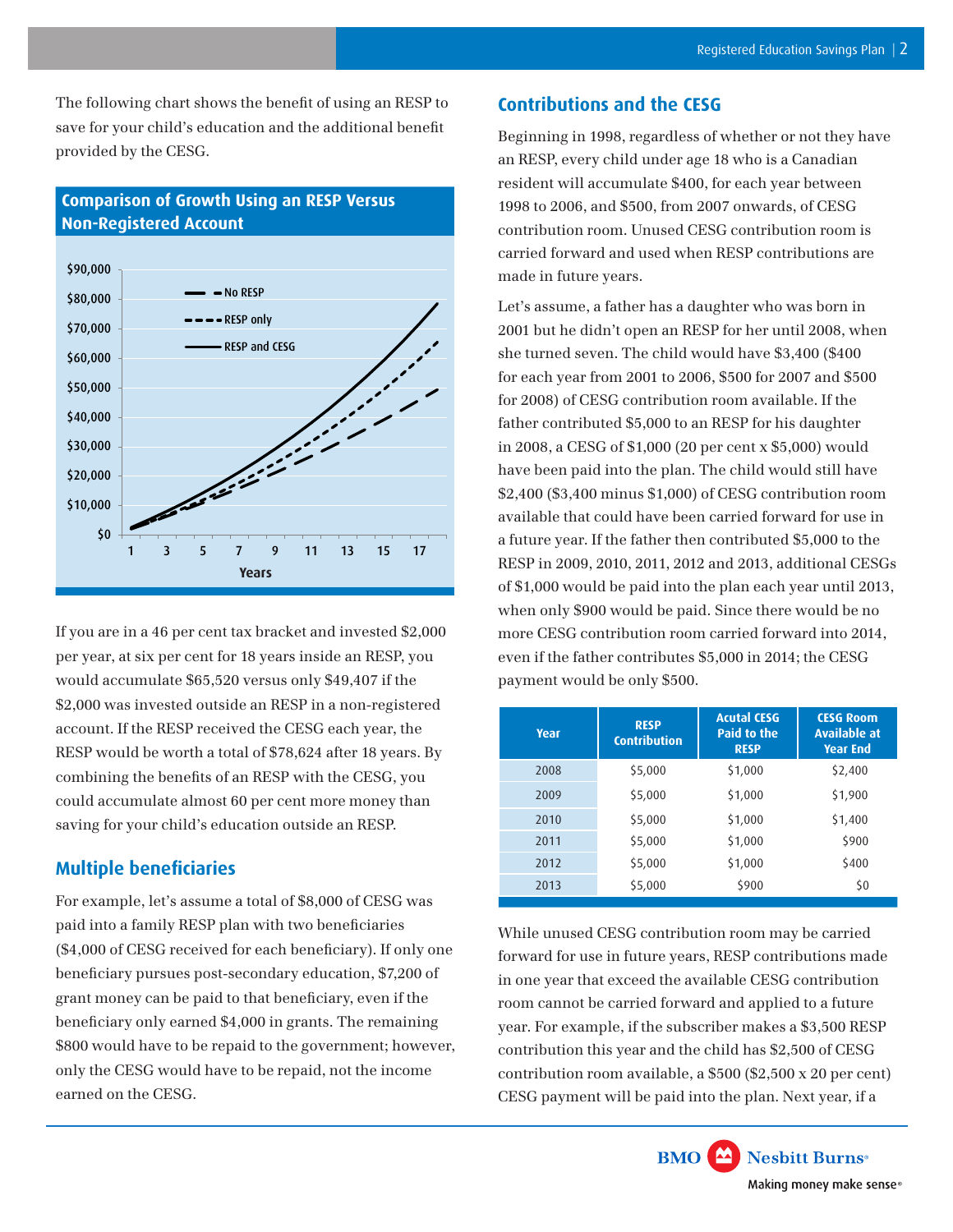The following chart shows the benefit of using an RESP to save for your child's education and the additional benefit provided by the CESG.

**Comparison of Growth Using an RESP Versus Non-Registered Account**

If you are in a 46 per cent tax bracket and invested $2,000 per year, at six per cent for 18 years inside an RESP, you would accumulate $65,520 versus only $49,407 if the $2,000 was invested outside an RESP in a non-registered account. If the RESP received the CESG each year, the RESP would be worth a total of $78,624 after 18 years. By combining the benefits of an RESP with the CESG, you could accumulate almost 60 per cent more money than saving for your child's education outside an RESP.

## Multiple beneficiaries

For example, let's assume a total of $8,000 of CESG was paid into a family RESP plan with two beneficiaries ($4,000 of CESG received for each beneficiary). If only one beneficiary pursues post-secondary education, $7,200 of grant money can be paid to that beneficiary, even if the beneficiary only earned $4,000 in grants. The remaining $800 would have to be repaid to the government; however, only the CESG would have to be repaid, not the income earned on the CESG.

## Contributions and the CESG

Beginning in 1998, regardless of whether or not they have an RESP, every child under age 18 who is a Canadian resident will accumulate $400, for each year between 1998 to 2006, and $500, from 2007 onwards, of CESG contribution room. Unused CESG contribution room is carried forward and used when RESP contributions are made in future years.

Let's assume, a father has a daughter who was born in 2001 but he didn't open an RESP for her until 2008, when she turned seven. The child would have $3,400 ($400 for each year from 2001 to 2006, $500 for 2007 and $500 for 2008) of CESG contribution room available. If the father contributed $5,000 to an RESP for his daughter in 2008, a CESG of $1,000 (20 per cent x $5,000) would have been paid into the plan. The child would still have $2,400 ($3,400 minus $1,000) of CESG contribution room available that could have been carried forward for use in a future year. If the father then contributed $5,000 to the RESP in 2009, 2010, 2011, 2012 and 2013, additional CESGs of $1,000 would be paid into the plan each year until 2013, when only $900 would be paid. Since there would be no more CESG contribution room carried forward into 2014, even if the father contributes $5,000 in 2014; the CESG payment would be only $500.

| Year | RESP Contribution | Acutal CESG Paid to the RESP | CESG Room Available at Year End |
|---|---|---|---|
| 2008 | $5,000 | $1,000 | $2,400 |
| 2009 | $5,000 | $1,000 | $1,900 |
| 2010 | $5,000 | $1,000 | $1,400 |
| 2011 | $5,000 | $1,000 | $900 |
| 2012 | $5,000 | $1,000 | $400 |
| 2013 | $5,000 | $900 | $0 |

While unused CESG contribution room may be carried forward for use in future years, RESP contributions made in one year that exceed the available CESG contribution room cannot be carried forward and applied to a future year. For example, if the subscriber makes a $3,500 RESP contribution this year and the child has $2,500 of CESG contribution room available, a $500 ($2,500 x 20 per cent) CESG payment will be paid into the plan. Next year, if a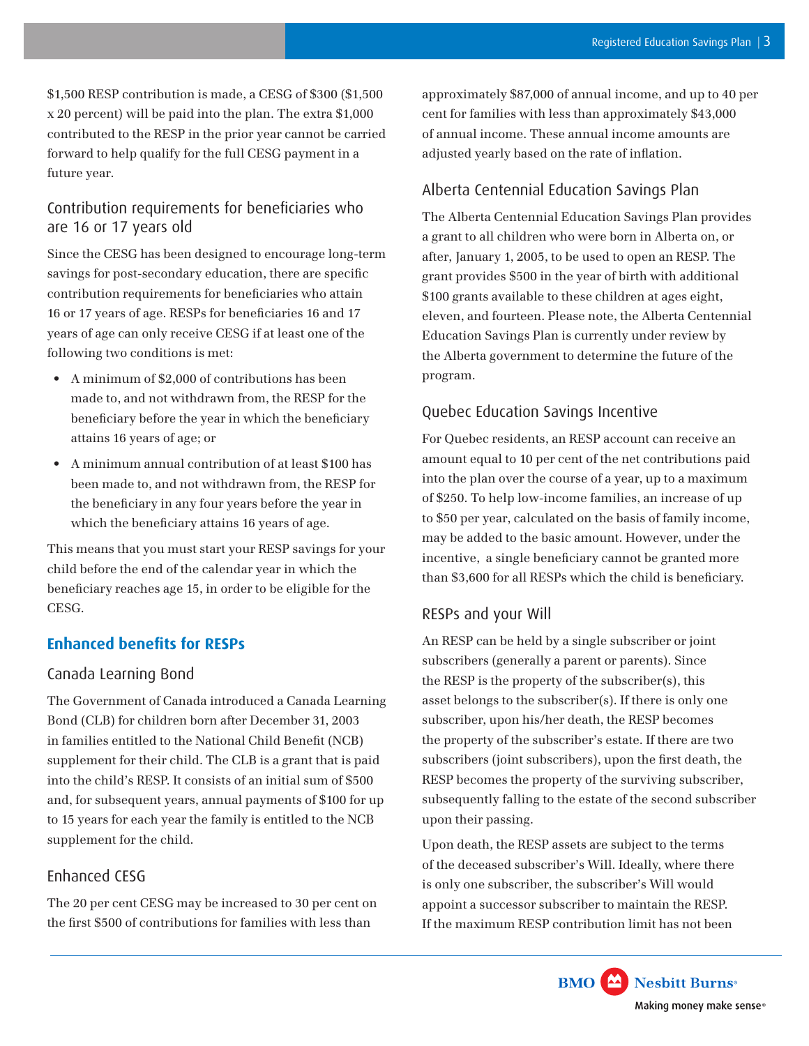$1,500 RESP contribution is made, a CESG of $300 ($1,500 x 20 percent) will be paid into the plan. The extra $1,000 contributed to the RESP in the prior year cannot be carried forward to help qualify for the full CESG payment in a future year.

### Contribution requirements for beneficiaries who are 16 or 17 years old

Since the CESG has been designed to encourage long-term savings for post-secondary education, there are specific contribution requirements for beneficiaries who attain 16 or 17 years of age. RESPs for beneficiaries 16 and 17 years of age can only receive CESG if at least one of the following two conditions is met:

- A minimum of $2,000 of contributions has been made to, and not withdrawn from, the RESP for the beneficiary before the year in which the beneficiary attains 16 years of age; or
- A minimum annual contribution of at least $100 has been made to, and not withdrawn from, the RESP for the beneficiary in any four years before the year in which the beneficiary attains 16 years of age.

This means that you must start your RESP savings for your child before the end of the calendar year in which the beneficiary reaches age 15, in order to be eligible for the CESG.

## Enhanced benefits for RESPs

### Canada Learning Bond

The Government of Canada introduced a Canada Learning Bond (CLB) for children born after December 31, 2003 in families entitled to the National Child Benefit (NCB) supplement for their child. The CLB is a grant that is paid into the child's RESP. It consists of an initial sum of $500 and, for subsequent years, annual payments of $100 for up to 15 years for each year the family is entitled to the NCB supplement for the child.

### Enhanced CESG

The 20 per cent CESG may be increased to 30 per cent on the first $500 of contributions for families with less than approximately $87,000 of annual income, and up to 40 per cent for families with less than approximately $43,000 of annual income. These annual income amounts are adjusted yearly based on the rate of inflation.

### Alberta Centennial Education Savings Plan

The Alberta Centennial Education Savings Plan provides a grant to all children who were born in Alberta on, or after, January 1, 2005, to be used to open an RESP. The grant provides $500 in the year of birth with additional $100 grants available to these children at ages eight, eleven, and fourteen. Please note, the Alberta Centennial Education Savings Plan is currently under review by the Alberta government to determine the future of the program.

### Quebec Education Savings Incentive

For Quebec residents, an RESP account can receive an amount equal to 10 per cent of the net contributions paid into the plan over the course of a year, up to a maximum of $250. To help low-income families, an increase of up to $50 per year, calculated on the basis of family income, may be added to the basic amount. However, under the incentive, a single beneficiary cannot be granted more than $3,600 for all RESPs which the child is beneficiary.

### RESPs and your Will

An RESP can be held by a single subscriber or joint subscribers (generally a parent or parents). Since the RESP is the property of the subscriber(s), this asset belongs to the subscriber(s). If there is only one subscriber, upon his/her death, the RESP becomes the property of the subscriber's estate. If there are two subscribers (joint subscribers), upon the first death, the RESP becomes the property of the surviving subscriber, subsequently falling to the estate of the second subscriber upon their passing.

Upon death, the RESP assets are subject to the terms of the deceased subscriber's Will. Ideally, where there is only one subscriber, the subscriber's Will would appoint a successor subscriber to maintain the RESP. If the maximum RESP contribution limit has not been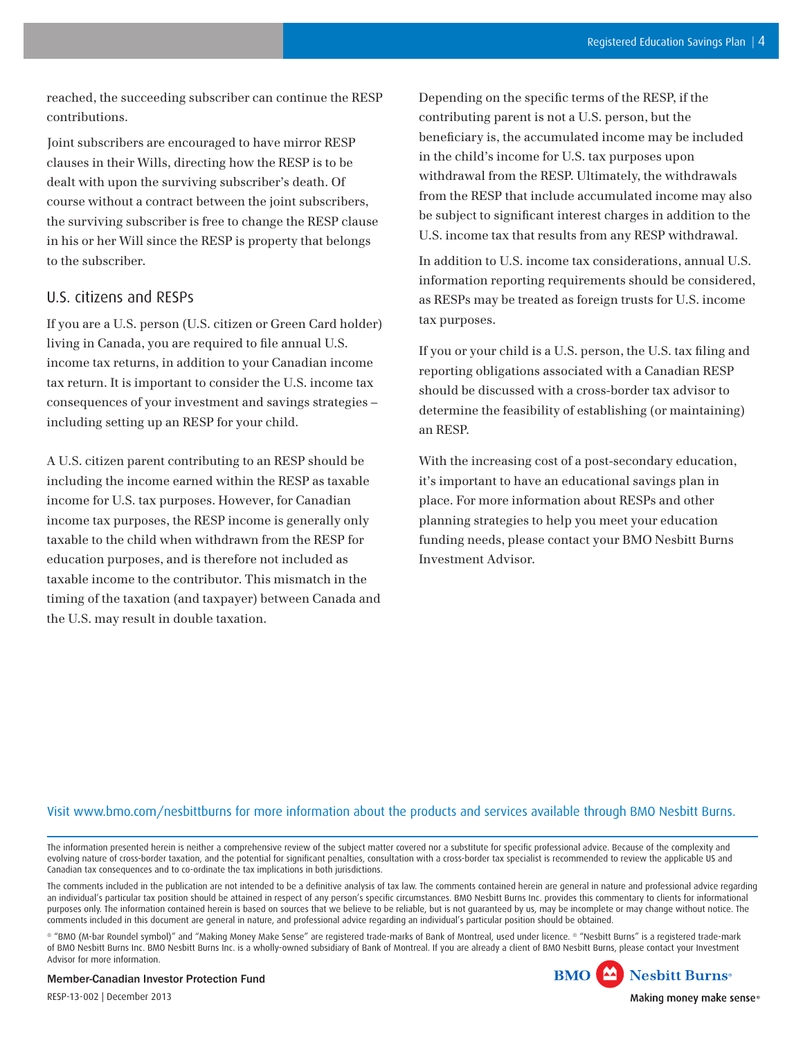reached, the succeeding subscriber can continue the RESP contributions.

Joint subscribers are encouraged to have mirror RESP clauses in their Wills, directing how the RESP is to be dealt with upon the surviving subscriber's death. Of course without a contract between the joint subscribers, the surviving subscriber is free to change the RESP clause in his or her Will since the RESP is property that belongs to the subscriber.

## U.S. citizens and RESPs

If you are a U.S. person (U.S. citizen or Green Card holder) living in Canada, you are required to file annual U.S. income tax returns, in addition to your Canadian income tax return. It is important to consider the U.S. income tax consequences of your investment and savings strategies – including setting up an RESP for your child.

A U.S. citizen parent contributing to an RESP should be including the income earned within the RESP as taxable income for U.S. tax purposes. However, for Canadian income tax purposes, the RESP income is generally only taxable to the child when withdrawn from the RESP for education purposes, and is therefore not included as taxable income to the contributor. This mismatch in the timing of the taxation (and taxpayer) between Canada and the U.S. may result in double taxation.

Depending on the specific terms of the RESP, if the contributing parent is not a U.S. person, but the beneficiary is, the accumulated income may be included in the child's income for U.S. tax purposes upon withdrawal from the RESP. Ultimately, the withdrawals from the RESP that include accumulated income may also be subject to significant interest charges in addition to the U.S. income tax that results from any RESP withdrawal.

In addition to U.S. income tax considerations, annual U.S. information reporting requirements should be considered, as RESPs may be treated as foreign trusts for U.S. income tax purposes.

If you or your child is a U.S. person, the U.S. tax filing and reporting obligations associated with a Canadian RESP should be discussed with a cross-border tax advisor to determine the feasibility of establishing (or maintaining) an RESP.

With the increasing cost of a post-secondary education, it's important to have an educational savings plan in place. For more information about RESPs and other planning strategies to help you meet your education funding needs, please contact your BMO Nesbitt Burns Investment Advisor.

Visit www.bmo.com/nesbittburns for more information about the products and services available through BMO Nesbitt Burns.

The information presented herein is neither a comprehensive review of the subject matter covered nor a substitute for specific professional advice. Because of the complexity and evolving nature of cross-border taxation, and the potential for significant penalties, consultation with a cross-border tax specialist is recommended to review the applicable US and Canadian tax consequences and to co-ordinate the tax implications in both jurisdictions.

The comments included in the publication are not intended to be a definitive analysis of tax law. The comments contained herein are general in nature and professional advice regarding an individual's particular tax position should be attained in respect of any person's specific circumstances. BMO Nesbitt Burns Inc. provides this commentary to clients for informational purposes only. The information contained herein is based on sources that we believe to be reliable, but is not guaranteed by us, may be incomplete or may change without notice. The comments included in this document are general in nature, and professional advice regarding an individual's particular position should be obtained.

® "BMO (M-bar Roundel symbol)" and "Making Money Make Sense" are registered trade-marks of Bank of Montreal, used under licence. ® "Nesbitt Burns" is a registered trade-mark of BMO Nesbitt Burns Inc. BMO Nesbitt Burns Inc. is a wholly-owned subsidiary of Bank of Montreal. If you are already a client of BMO Nesbitt Burns, please contact your Investment Advisor for more information.

**Member-Canadian Investor Protection Fund**

RESP-13-002 | December 2013

BMO Nesbitt Burns®

Making money make sense®